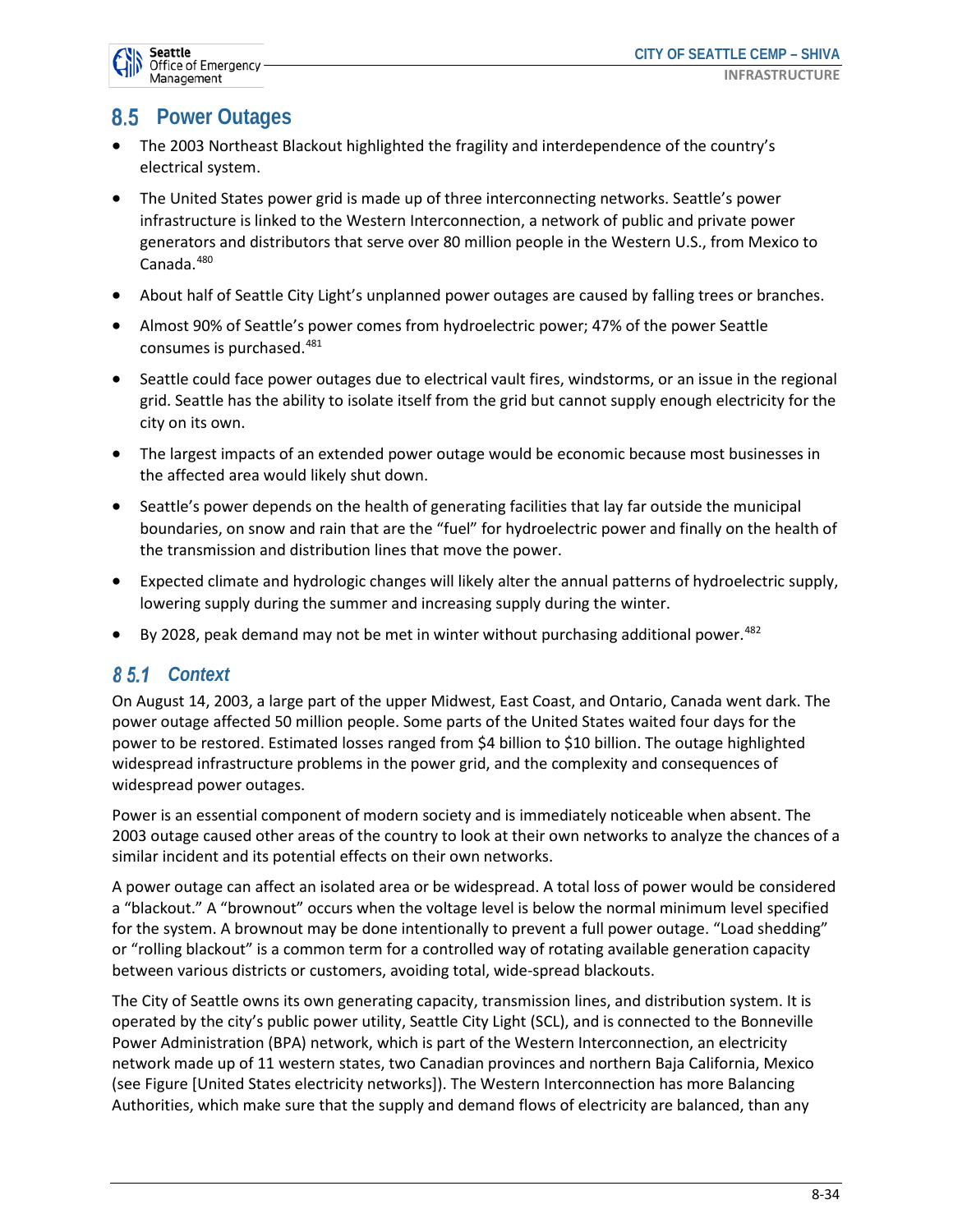## 8.5 Power Outages

- The 2003 Northeast Blackout highlighted the fragility and interdependence of the country's electrical system.
- The United States power grid is made up of three interconnecting networks. Seattle's power infrastructure is linked to the Western Interconnection, a network of public and private power generators and distributors that serve over 80 million people in the Western U.S., from Mexico to Canada.[480]
- About half of Seattle City Light's unplanned power outages are caused by falling trees or branches.
- Almost 90% of Seattle's power comes from hydroelectric power; 47% of the power Seattle consumes is purchased.[481]
- Seattle could face power outages due to electrical vault fires, windstorms, or an issue in the regional grid. Seattle has the ability to isolate itself from the grid but cannot supply enough electricity for the city on its own.
- The largest impacts of an extended power outage would be economic because most businesses in the affected area would likely shut down.
- Seattle's power depends on the health of generating facilities that lay far outside the municipal boundaries, on snow and rain that are the "fuel" for hydroelectric power and finally on the health of the transmission and distribution lines that move the power.
- Expected climate and hydrologic changes will likely alter the annual patterns of hydroelectric supply, lowering supply during the summer and increasing supply during the winter.
- By 2028, peak demand may not be met in winter without purchasing additional power.[482]

### 8.5.1 Context

On August 14, 2003, a large part of the upper Midwest, East Coast, and Ontario, Canada went dark. The power outage affected 50 million people. Some parts of the United States waited four days for the power to be restored. Estimated losses ranged from $4 billion to $10 billion. The outage highlighted widespread infrastructure problems in the power grid, and the complexity and consequences of widespread power outages.

Power is an essential component of modern society and is immediately noticeable when absent. The 2003 outage caused other areas of the country to look at their own networks to analyze the chances of a similar incident and its potential effects on their own networks.

A power outage can affect an isolated area or be widespread. A total loss of power would be considered a "blackout." A "brownout" occurs when the voltage level is below the normal minimum level specified for the system. A brownout may be done intentionally to prevent a full power outage. "Load shedding" or "rolling blackout" is a common term for a controlled way of rotating available generation capacity between various districts or customers, avoiding total, wide-spread blackouts.

The City of Seattle owns its own generating capacity, transmission lines, and distribution system. It is operated by the city's public power utility, Seattle City Light (SCL), and is connected to the Bonneville Power Administration (BPA) network, which is part of the Western Interconnection, an electricity network made up of 11 western states, two Canadian provinces and northern Baja California, Mexico (see Figure [United States electricity networks]). The Western Interconnection has more Balancing Authorities, which make sure that the supply and demand flows of electricity are balanced, than any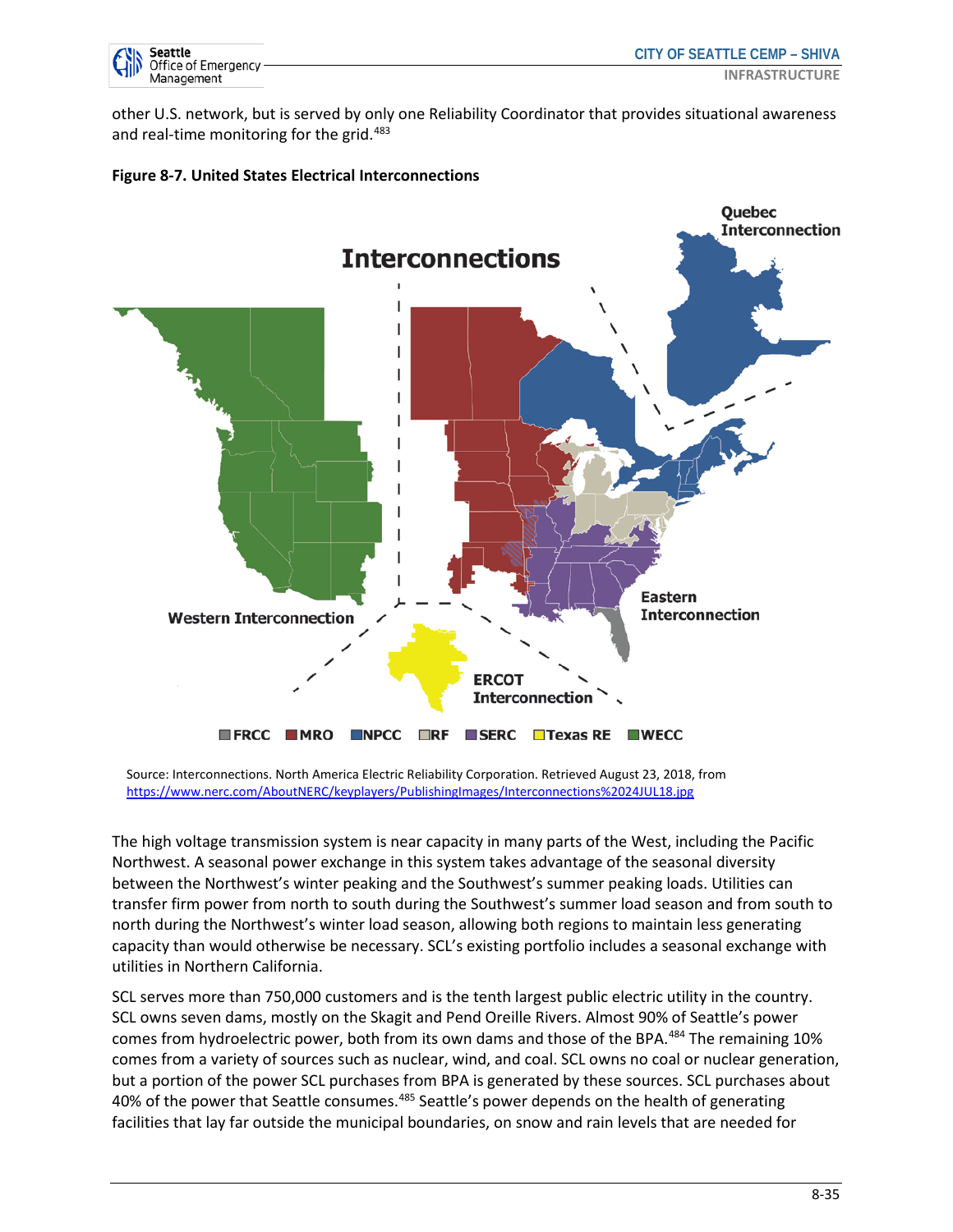other U.S. network, but is served by only one Reliability Coordinator that provides situational awareness and real-time monitoring for the grid.[483]

**Figure 8-7. United States Electrical Interconnections**

Source: Interconnections. North America Electric Reliability Corporation. Retrieved August 23, 2018, from https://www.nerc.com/AboutNERC/keyplayers/PublishingImages/Interconnections%2024JUL18.jpg

The high voltage transmission system is near capacity in many parts of the West, including the Pacific Northwest. A seasonal power exchange in this system takes advantage of the seasonal diversity between the Northwest's winter peaking and the Southwest's summer peaking loads. Utilities can transfer firm power from north to south during the Southwest's summer load season and from south to north during the Northwest's winter load season, allowing both regions to maintain less generating capacity than would otherwise be necessary. SCL's existing portfolio includes a seasonal exchange with utilities in Northern California.

SCL serves more than 750,000 customers and is the tenth largest public electric utility in the country. SCL owns seven dams, mostly on the Skagit and Pend Oreille Rivers. Almost 90% of Seattle's power comes from hydroelectric power, both from its own dams and those of the BPA.[484] The remaining 10% comes from a variety of sources such as nuclear, wind, and coal. SCL owns no coal or nuclear generation, but a portion of the power SCL purchases from BPA is generated by these sources. SCL purchases about 40% of the power that Seattle consumes.[485] Seattle's power depends on the health of generating facilities that lay far outside the municipal boundaries, on snow and rain levels that are needed for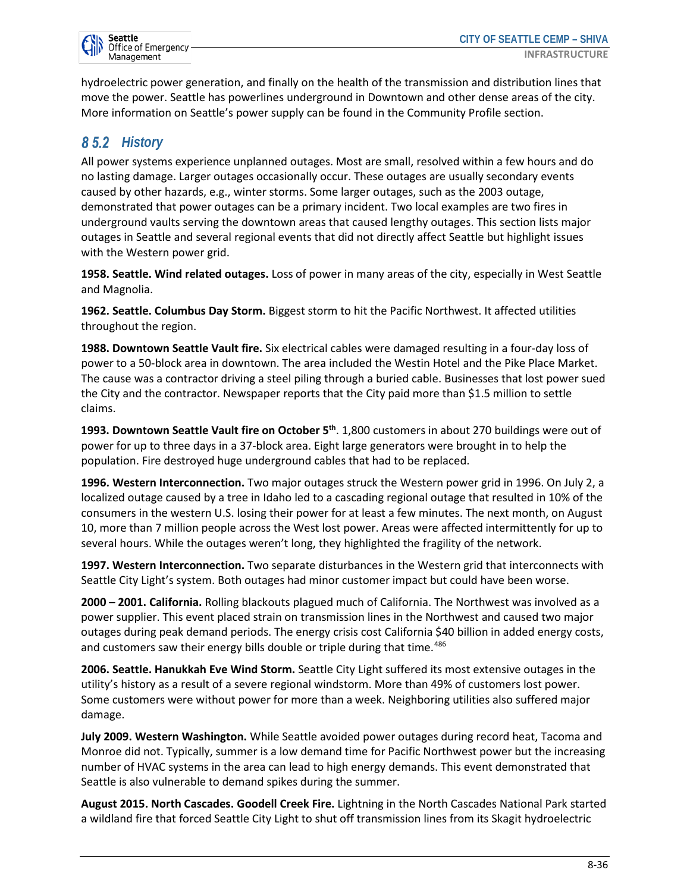hydroelectric power generation, and finally on the health of the transmission and distribution lines that move the power. Seattle has powerlines underground in Downtown and other dense areas of the city. More information on Seattle's power supply can be found in the Community Profile section.

## 8 5.2 History

All power systems experience unplanned outages. Most are small, resolved within a few hours and do no lasting damage. Larger outages occasionally occur. These outages are usually secondary events caused by other hazards, e.g., winter storms. Some larger outages, such as the 2003 outage, demonstrated that power outages can be a primary incident. Two local examples are two fires in underground vaults serving the downtown areas that caused lengthy outages. This section lists major outages in Seattle and several regional events that did not directly affect Seattle but highlight issues with the Western power grid.

**1958. Seattle. Wind related outages.** Loss of power in many areas of the city, especially in West Seattle and Magnolia.

**1962. Seattle. Columbus Day Storm.** Biggest storm to hit the Pacific Northwest. It affected utilities throughout the region.

**1988. Downtown Seattle Vault fire.** Six electrical cables were damaged resulting in a four-day loss of power to a 50-block area in downtown. The area included the Westin Hotel and the Pike Place Market. The cause was a contractor driving a steel piling through a buried cable. Businesses that lost power sued the City and the contractor. Newspaper reports that the City paid more than $1.5 million to settle claims.

**1993. Downtown Seattle Vault fire on October 5th**. 1,800 customers in about 270 buildings were out of power for up to three days in a 37-block area. Eight large generators were brought in to help the population. Fire destroyed huge underground cables that had to be replaced.

**1996. Western Interconnection.** Two major outages struck the Western power grid in 1996. On July 2, a localized outage caused by a tree in Idaho led to a cascading regional outage that resulted in 10% of the consumers in the western U.S. losing their power for at least a few minutes. The next month, on August 10, more than 7 million people across the West lost power. Areas were affected intermittently for up to several hours. While the outages weren't long, they highlighted the fragility of the network.

**1997. Western Interconnection.** Two separate disturbances in the Western grid that interconnects with Seattle City Light's system. Both outages had minor customer impact but could have been worse.

**2000 – 2001. California.** Rolling blackouts plagued much of California. The Northwest was involved as a power supplier. This event placed strain on transmission lines in the Northwest and caused two major outages during peak demand periods. The energy crisis cost California $40 billion in added energy costs, and customers saw their energy bills double or triple during that time.[486]

**2006. Seattle. Hanukkah Eve Wind Storm.** Seattle City Light suffered its most extensive outages in the utility's history as a result of a severe regional windstorm. More than 49% of customers lost power. Some customers were without power for more than a week. Neighboring utilities also suffered major damage.

**July 2009. Western Washington.** While Seattle avoided power outages during record heat, Tacoma and Monroe did not. Typically, summer is a low demand time for Pacific Northwest power but the increasing number of HVAC systems in the area can lead to high energy demands. This event demonstrated that Seattle is also vulnerable to demand spikes during the summer.

**August 2015. North Cascades. Goodell Creek Fire.** Lightning in the North Cascades National Park started a wildland fire that forced Seattle City Light to shut off transmission lines from its Skagit hydroelectric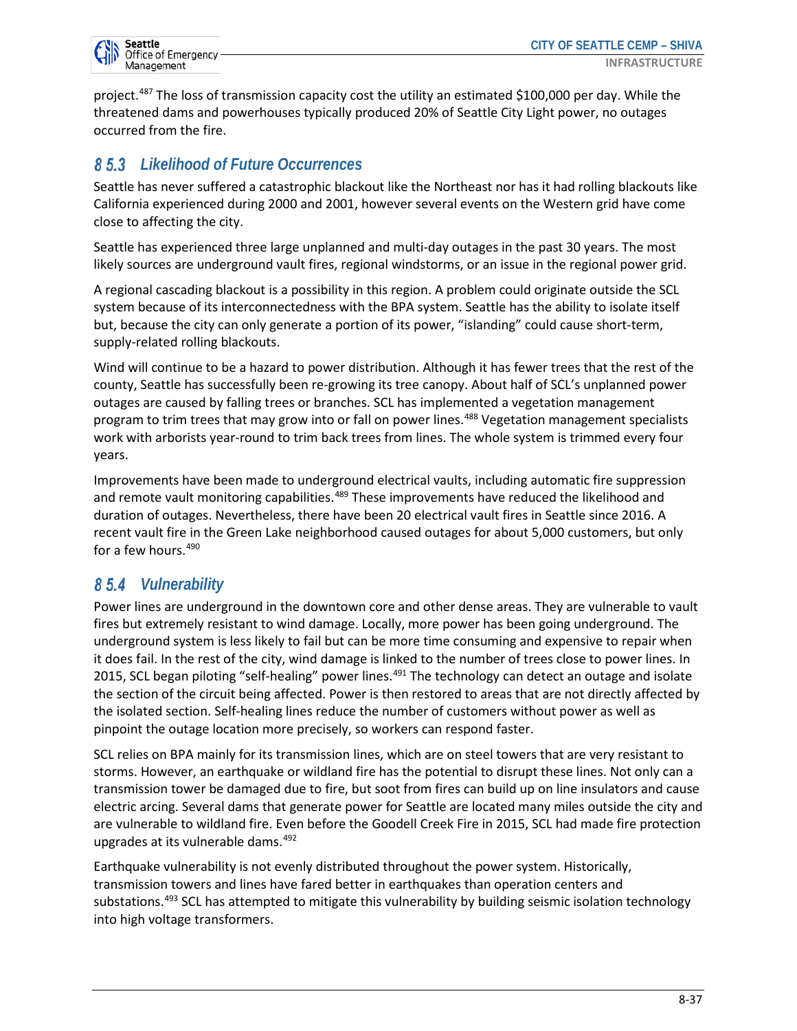project.[487] The loss of transmission capacity cost the utility an estimated $100,000 per day. While the threatened dams and powerhouses typically produced 20% of Seattle City Light power, no outages occurred from the fire.

### 8 5.3 Likelihood of Future Occurrences

Seattle has never suffered a catastrophic blackout like the Northeast nor has it had rolling blackouts like California experienced during 2000 and 2001, however several events on the Western grid have come close to affecting the city.

Seattle has experienced three large unplanned and multi-day outages in the past 30 years. The most likely sources are underground vault fires, regional windstorms, or an issue in the regional power grid.

A regional cascading blackout is a possibility in this region. A problem could originate outside the SCL system because of its interconnectedness with the BPA system. Seattle has the ability to isolate itself but, because the city can only generate a portion of its power, "islanding" could cause short-term, supply-related rolling blackouts.

Wind will continue to be a hazard to power distribution. Although it has fewer trees that the rest of the county, Seattle has successfully been re-growing its tree canopy. About half of SCL's unplanned power outages are caused by falling trees or branches. SCL has implemented a vegetation management program to trim trees that may grow into or fall on power lines.[488] Vegetation management specialists work with arborists year-round to trim back trees from lines. The whole system is trimmed every four years.

Improvements have been made to underground electrical vaults, including automatic fire suppression and remote vault monitoring capabilities.[489] These improvements have reduced the likelihood and duration of outages. Nevertheless, there have been 20 electrical vault fires in Seattle since 2016. A recent vault fire in the Green Lake neighborhood caused outages for about 5,000 customers, but only for a few hours.[490]

### 8 5.4 Vulnerability

Power lines are underground in the downtown core and other dense areas. They are vulnerable to vault fires but extremely resistant to wind damage. Locally, more power has been going underground. The underground system is less likely to fail but can be more time consuming and expensive to repair when it does fail. In the rest of the city, wind damage is linked to the number of trees close to power lines. In 2015, SCL began piloting "self-healing" power lines.[491] The technology can detect an outage and isolate the section of the circuit being affected. Power is then restored to areas that are not directly affected by the isolated section. Self-healing lines reduce the number of customers without power as well as pinpoint the outage location more precisely, so workers can respond faster.

SCL relies on BPA mainly for its transmission lines, which are on steel towers that are very resistant to storms. However, an earthquake or wildland fire has the potential to disrupt these lines. Not only can a transmission tower be damaged due to fire, but soot from fires can build up on line insulators and cause electric arcing. Several dams that generate power for Seattle are located many miles outside the city and are vulnerable to wildland fire. Even before the Goodell Creek Fire in 2015, SCL had made fire protection upgrades at its vulnerable dams.[492]

Earthquake vulnerability is not evenly distributed throughout the power system. Historically, transmission towers and lines have fared better in earthquakes than operation centers and substations.[493] SCL has attempted to mitigate this vulnerability by building seismic isolation technology into high voltage transformers.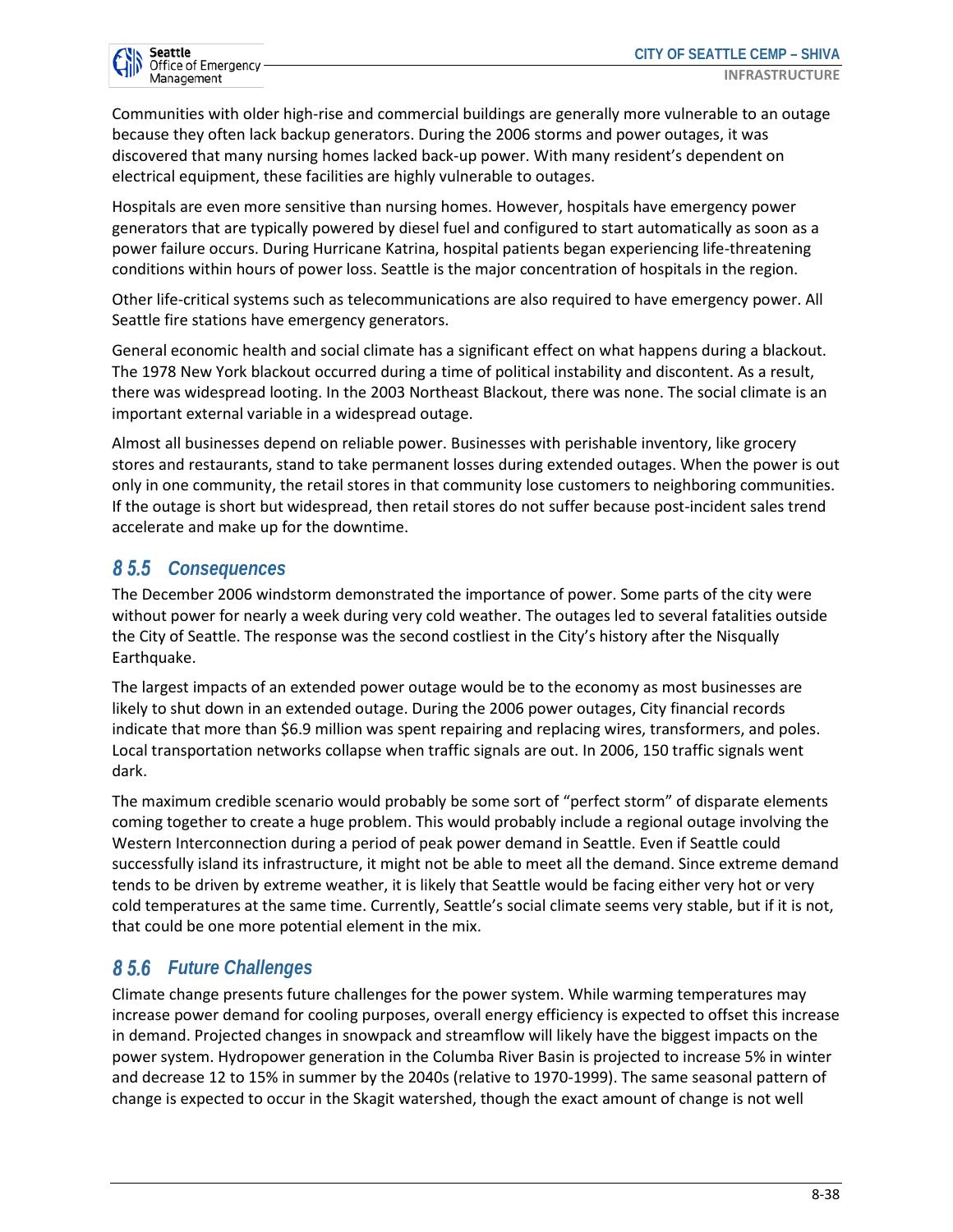Communities with older high-rise and commercial buildings are generally more vulnerable to an outage because they often lack backup generators. During the 2006 storms and power outages, it was discovered that many nursing homes lacked back-up power. With many resident's dependent on electrical equipment, these facilities are highly vulnerable to outages.

Hospitals are even more sensitive than nursing homes. However, hospitals have emergency power generators that are typically powered by diesel fuel and configured to start automatically as soon as a power failure occurs. During Hurricane Katrina, hospital patients began experiencing life-threatening conditions within hours of power loss. Seattle is the major concentration of hospitals in the region.

Other life-critical systems such as telecommunications are also required to have emergency power. All Seattle fire stations have emergency generators.

General economic health and social climate has a significant effect on what happens during a blackout. The 1978 New York blackout occurred during a time of political instability and discontent. As a result, there was widespread looting. In the 2003 Northeast Blackout, there was none. The social climate is an important external variable in a widespread outage.

Almost all businesses depend on reliable power. Businesses with perishable inventory, like grocery stores and restaurants, stand to take permanent losses during extended outages. When the power is out only in one community, the retail stores in that community lose customers to neighboring communities. If the outage is short but widespread, then retail stores do not suffer because post-incident sales trend accelerate and make up for the downtime.

## 8 5.5 Consequences

The December 2006 windstorm demonstrated the importance of power. Some parts of the city were without power for nearly a week during very cold weather. The outages led to several fatalities outside the City of Seattle. The response was the second costliest in the City's history after the Nisqually Earthquake.

The largest impacts of an extended power outage would be to the economy as most businesses are likely to shut down in an extended outage. During the 2006 power outages, City financial records indicate that more than $6.9 million was spent repairing and replacing wires, transformers, and poles. Local transportation networks collapse when traffic signals are out. In 2006, 150 traffic signals went dark.

The maximum credible scenario would probably be some sort of "perfect storm" of disparate elements coming together to create a huge problem. This would probably include a regional outage involving the Western Interconnection during a period of peak power demand in Seattle. Even if Seattle could successfully island its infrastructure, it might not be able to meet all the demand. Since extreme demand tends to be driven by extreme weather, it is likely that Seattle would be facing either very hot or very cold temperatures at the same time. Currently, Seattle's social climate seems very stable, but if it is not, that could be one more potential element in the mix.

## 8 5.6 Future Challenges

Climate change presents future challenges for the power system. While warming temperatures may increase power demand for cooling purposes, overall energy efficiency is expected to offset this increase in demand. Projected changes in snowpack and streamflow will likely have the biggest impacts on the power system. Hydropower generation in the Columba River Basin is projected to increase 5% in winter and decrease 12 to 15% in summer by the 2040s (relative to 1970-1999). The same seasonal pattern of change is expected to occur in the Skagit watershed, though the exact amount of change is not well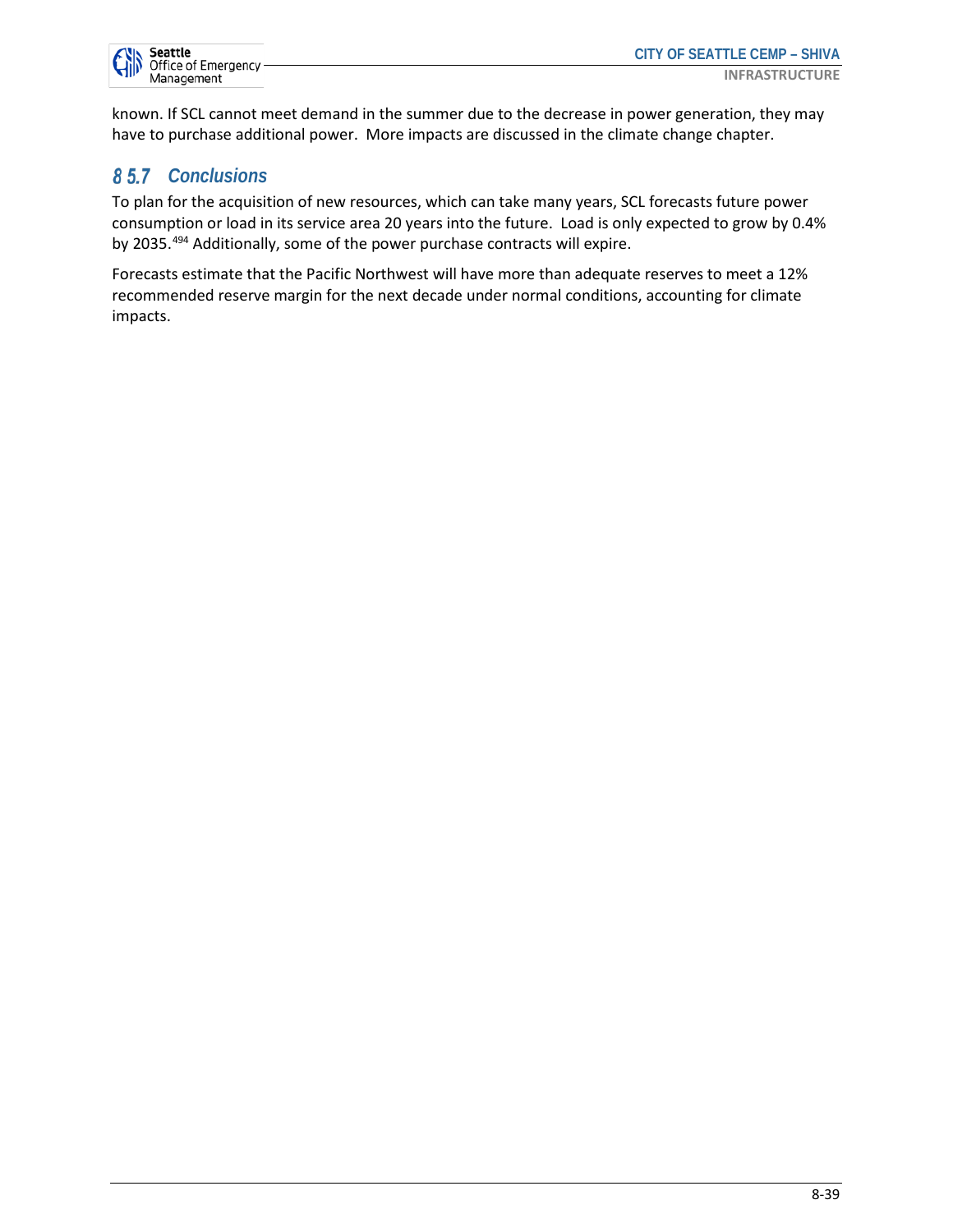known. If SCL cannot meet demand in the summer due to the decrease in power generation, they may have to purchase additional power. More impacts are discussed in the climate change chapter.

### 8 5.7 Conclusions

To plan for the acquisition of new resources, which can take many years, SCL forecasts future power consumption or load in its service area 20 years into the future. Load is only expected to grow by 0.4% by 2035.[494] Additionally, some of the power purchase contracts will expire.

Forecasts estimate that the Pacific Northwest will have more than adequate reserves to meet a 12% recommended reserve margin for the next decade under normal conditions, accounting for climate impacts.